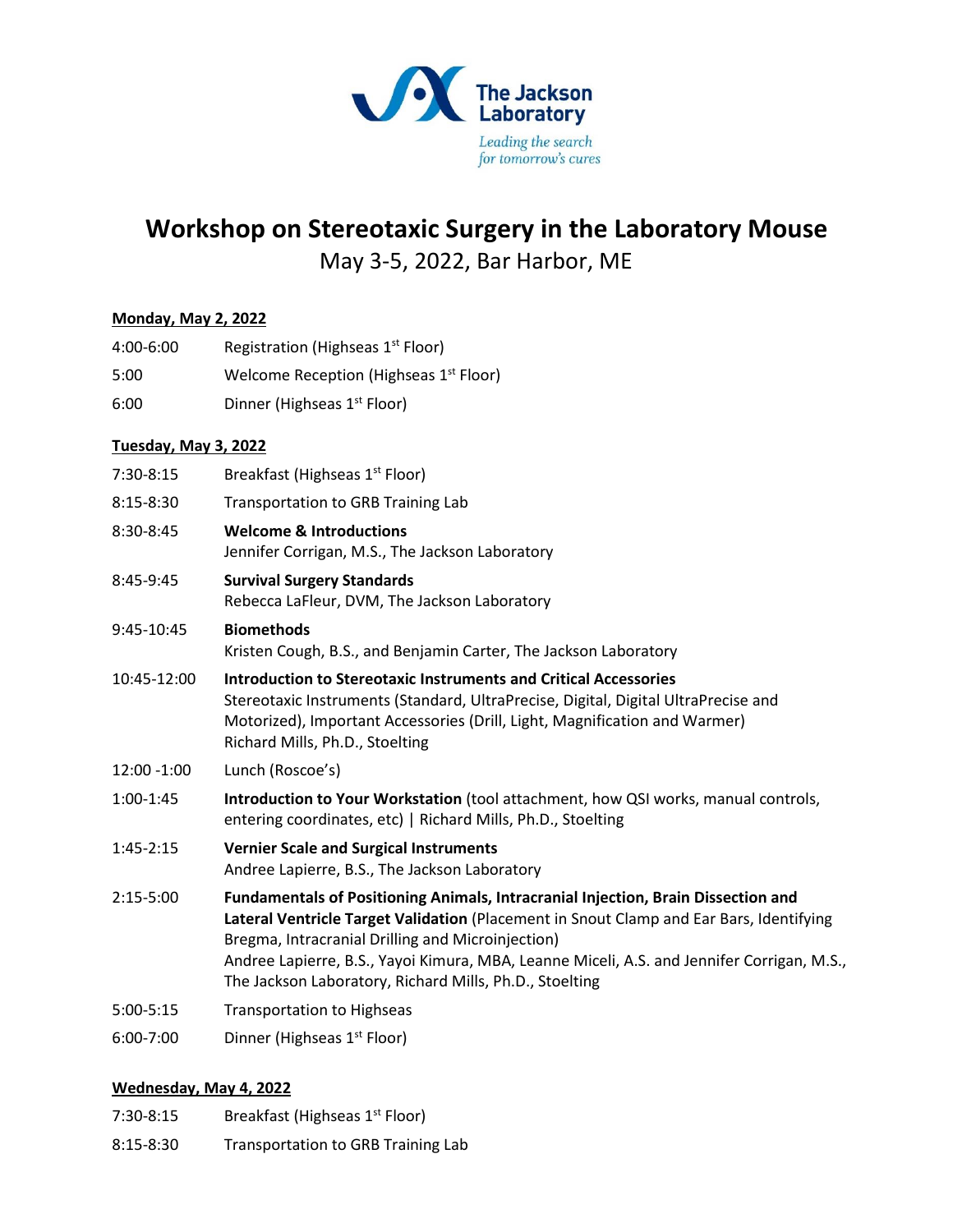The Jackson Laboratory

*Leading the search for tomorrow's cures*

# Workshop on Stereotaxic Surgery in the Laboratory Mouse

May 3-5, 2022, Bar Harbor, ME

**Monday, May 2, 2022**

| | |
|---|---|
| 4:00-6:00 | Registration (Highseas 1st Floor) |
| 5:00 | Welcome Reception (Highseas 1st Floor) |
| 6:00 | Dinner (Highseas 1st Floor) |

**Tuesday, May 3, 2022**

| | |
|---|---|
| 7:30-8:15 | Breakfast (Highseas 1st Floor) |
| 8:15-8:30 | Transportation to GRB Training Lab |
| 8:30-8:45 | **Welcome & Introductions**<br>Jennifer Corrigan, M.S., The Jackson Laboratory |
| 8:45-9:45 | **Survival Surgery Standards**<br>Rebecca LaFleur, DVM, The Jackson Laboratory |
| 9:45-10:45 | **Biomethods**<br>Kristen Cough, B.S., and Benjamin Carter, The Jackson Laboratory |
| 10:45-12:00 | **Introduction to Stereotaxic Instruments and Critical Accessories**<br>Stereotaxic Instruments (Standard, UltraPrecise, Digital, Digital UltraPrecise and Motorized), Important Accessories (Drill, Light, Magnification and Warmer)<br>Richard Mills, Ph.D., Stoelting |
| 12:00 -1:00 | Lunch (Roscoe's) |
| 1:00-1:45 | **Introduction to Your Workstation** (tool attachment, how QSI works, manual controls, entering coordinates, etc) \| Richard Mills, Ph.D., Stoelting |
| 1:45-2:15 | **Vernier Scale and Surgical Instruments**<br>Andree Lapierre, B.S., The Jackson Laboratory |
| 2:15-5:00 | **Fundamentals of Positioning Animals, Intracranial Injection, Brain Dissection and Lateral Ventricle Target Validation** (Placement in Snout Clamp and Ear Bars, Identifying Bregma, Intracranial Drilling and Microinjection)<br>Andree Lapierre, B.S., Yayoi Kimura, MBA, Leanne Miceli, A.S. and Jennifer Corrigan, M.S., The Jackson Laboratory, Richard Mills, Ph.D., Stoelting |
| 5:00-5:15 | Transportation to Highseas |
| 6:00-7:00 | Dinner (Highseas 1st Floor) |

**Wednesday, May 4, 2022**

| | |
|---|---|
| 7:30-8:15 | Breakfast (Highseas 1st Floor) |
| 8:15-8:30 | Transportation to GRB Training Lab |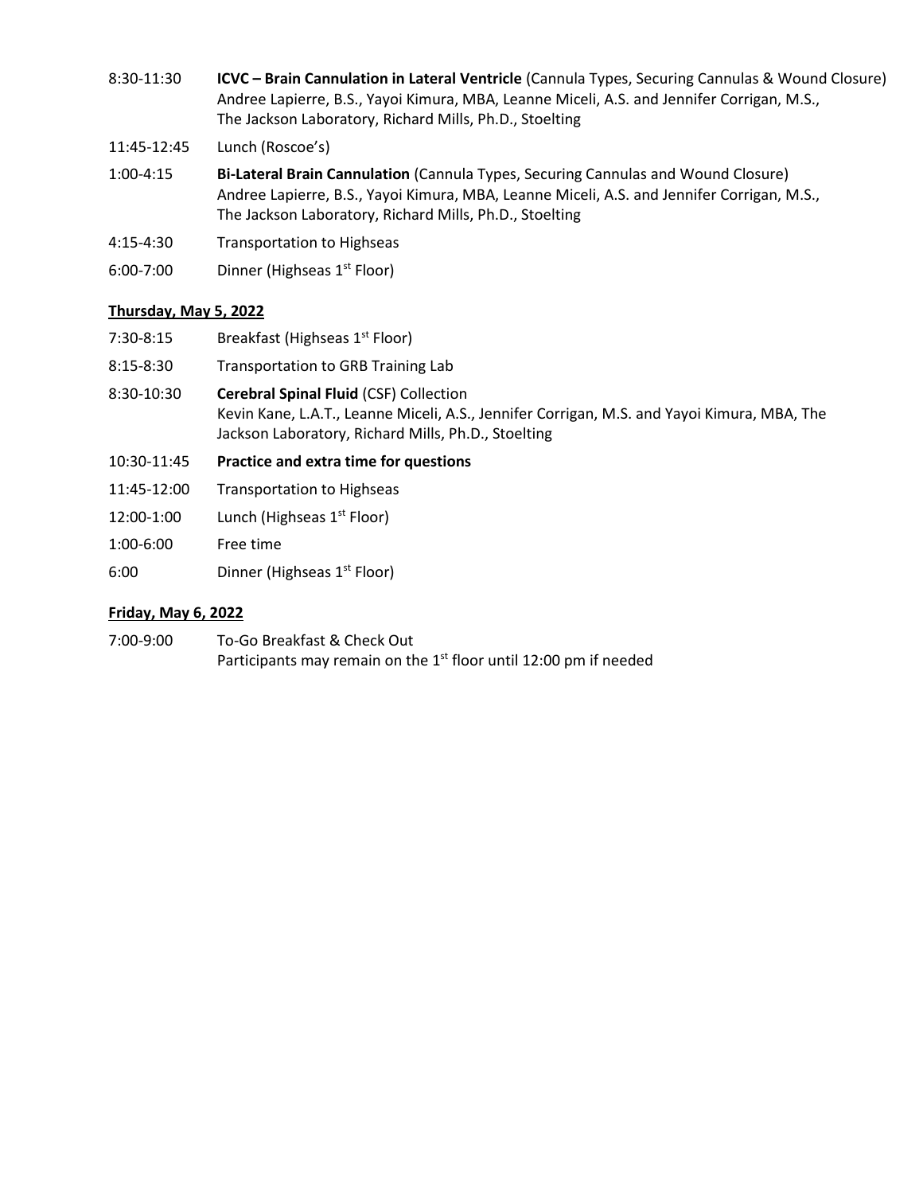8:30-11:30 **ICVC – Brain Cannulation in Lateral Ventricle** (Cannula Types, Securing Cannulas & Wound Closure)
Andree Lapierre, B.S., Yayoi Kimura, MBA, Leanne Miceli, A.S. and Jennifer Corrigan, M.S., The Jackson Laboratory, Richard Mills, Ph.D., Stoelting

11:45-12:45 Lunch (Roscoe's)

1:00-4:15 **Bi-Lateral Brain Cannulation** (Cannula Types, Securing Cannulas and Wound Closure)
Andree Lapierre, B.S., Yayoi Kimura, MBA, Leanne Miceli, A.S. and Jennifer Corrigan, M.S., The Jackson Laboratory, Richard Mills, Ph.D., Stoelting

4:15-4:30 Transportation to Highseas

6:00-7:00 Dinner (Highseas 1st Floor)

**Thursday, May 5, 2022**

7:30-8:15 Breakfast (Highseas 1st Floor)

8:15-8:30 Transportation to GRB Training Lab

8:30-10:30 **Cerebral Spinal Fluid** (CSF) Collection
Kevin Kane, L.A.T., Leanne Miceli, A.S., Jennifer Corrigan, M.S. and Yayoi Kimura, MBA, The Jackson Laboratory, Richard Mills, Ph.D., Stoelting

10:30-11:45 **Practice and extra time for questions**

11:45-12:00 Transportation to Highseas

12:00-1:00 Lunch (Highseas 1st Floor)

1:00-6:00 Free time

6:00 Dinner (Highseas 1st Floor)

**Friday, May 6, 2022**

7:00-9:00 To-Go Breakfast & Check Out
Participants may remain on the 1st floor until 12:00 pm if needed